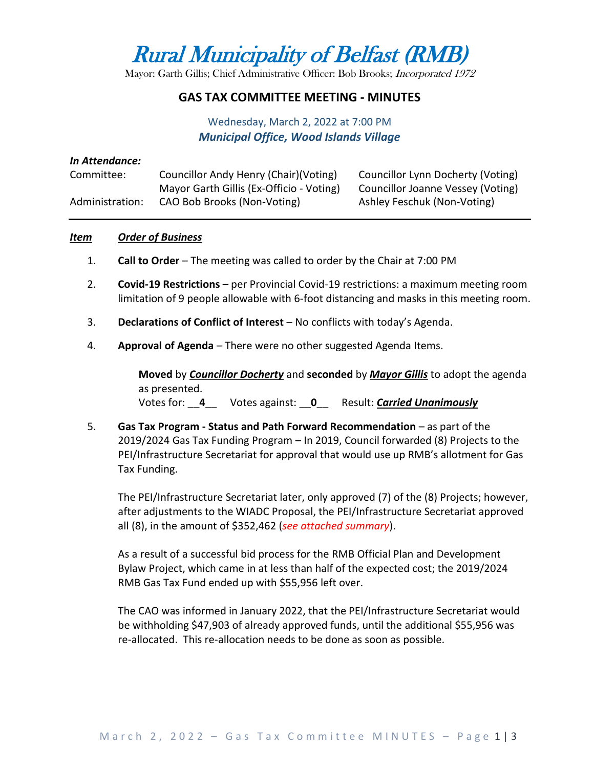# Rural Municipality of Belfast (RMB)

Mayor: Garth Gillis; Chief Administrative Officer: Bob Brooks; *Incorporated 1972*

## GAS TAX COMMITTEE MEETING - MINUTES

Wednesday, March 2, 2022 at 7:00 PM
***Municipal Office, Wood Islands Village***

***In Attendance:***

| | | |
|---|---|---|
| Committee: | Councillor Andy Henry (Chair)(Voting) | Councillor Lynn Docherty (Voting) |
| | Mayor Garth Gillis (Ex-Officio - Voting) | Councillor Joanne Vessey (Voting) |
| Administration: | CAO Bob Brooks (Non-Voting) | Ashley Feschuk (Non-Voting) |

---

***Item*** ***Order of Business***

1. **Call to Order** – The meeting was called to order by the Chair at 7:00 PM

2. **Covid-19 Restrictions** – per Provincial Covid-19 restrictions: a maximum meeting room limitation of 9 people allowable with 6-foot distancing and masks in this meeting room.

3. **Declarations of Conflict of Interest** – No conflicts with today's Agenda.

4. **Approval of Agenda** – There were no other suggested Agenda Items.

   **Moved** by ***Councillor Docherty*** and **seconded** by ***Mayor Gillis*** to adopt the agenda as presented.
   Votes for: __**4**__ Votes against: __**0**__ Result: ***Carried Unanimously***

5. **Gas Tax Program - Status and Path Forward Recommendation** – as part of the 2019/2024 Gas Tax Funding Program – In 2019, Council forwarded (8) Projects to the PEI/Infrastructure Secretariat for approval that would use up RMB's allotment for Gas Tax Funding.

   The PEI/Infrastructure Secretariat later, only approved (7) of the (8) Projects; however, after adjustments to the WIADC Proposal, the PEI/Infrastructure Secretariat approved all (8), in the amount of $352,462 (*see attached summary*).

   As a result of a successful bid process for the RMB Official Plan and Development Bylaw Project, which came in at less than half of the expected cost; the 2019/2024 RMB Gas Tax Fund ended up with $55,956 left over.

   The CAO was informed in January 2022, that the PEI/Infrastructure Secretariat would be withholding $47,903 of already approved funds, until the additional $55,956 was re-allocated. This re-allocation needs to be done as soon as possible.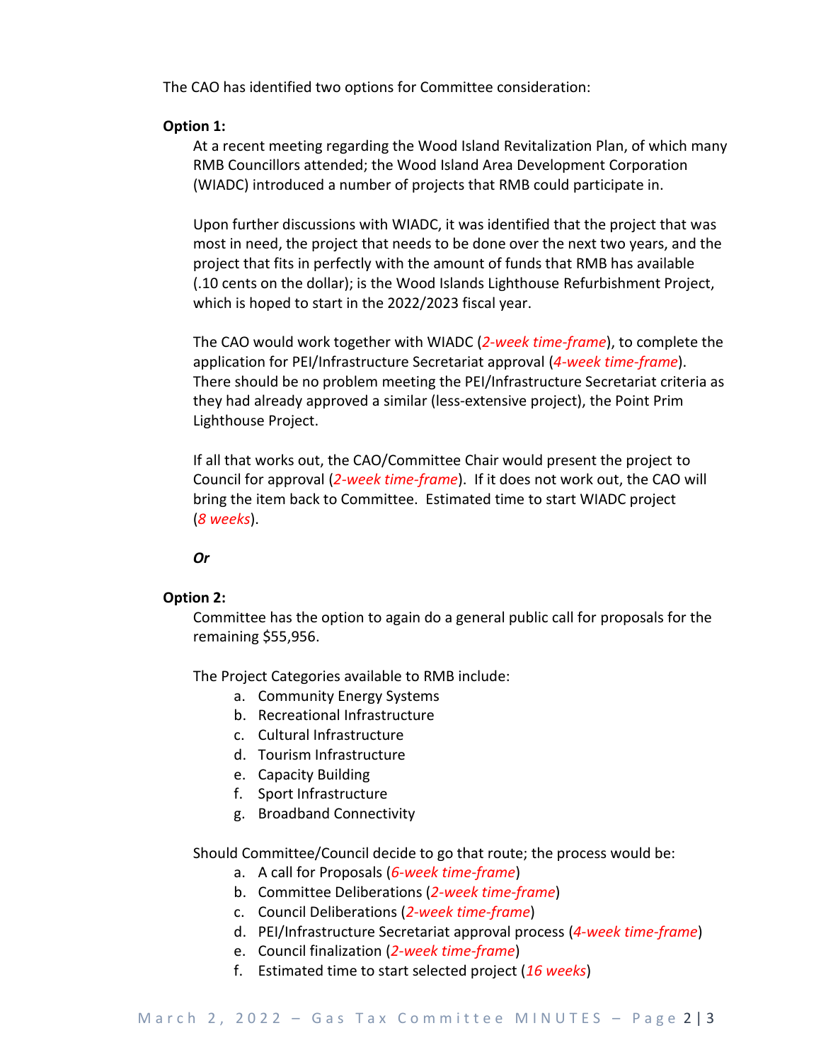The CAO has identified two options for Committee consideration:

**Option 1:**

At a recent meeting regarding the Wood Island Revitalization Plan, of which many RMB Councillors attended; the Wood Island Area Development Corporation (WIADC) introduced a number of projects that RMB could participate in.

Upon further discussions with WIADC, it was identified that the project that was most in need, the project that needs to be done over the next two years, and the project that fits in perfectly with the amount of funds that RMB has available (.10 cents on the dollar); is the Wood Islands Lighthouse Refurbishment Project, which is hoped to start in the 2022/2023 fiscal year.

The CAO would work together with WIADC (*2-week time-frame*), to complete the application for PEI/Infrastructure Secretariat approval (*4-week time-frame*). There should be no problem meeting the PEI/Infrastructure Secretariat criteria as they had already approved a similar (less-extensive project), the Point Prim Lighthouse Project.

If all that works out, the CAO/Committee Chair would present the project to Council for approval (*2-week time-frame*). If it does not work out, the CAO will bring the item back to Committee. Estimated time to start WIADC project (*8 weeks*).

***Or***

**Option 2:**

Committee has the option to again do a general public call for proposals for the remaining $55,956.

The Project Categories available to RMB include:

a. Community Energy Systems
b. Recreational Infrastructure
c. Cultural Infrastructure
d. Tourism Infrastructure
e. Capacity Building
f. Sport Infrastructure
g. Broadband Connectivity

Should Committee/Council decide to go that route; the process would be:

a. A call for Proposals (*6-week time-frame*)
b. Committee Deliberations (*2-week time-frame*)
c. Council Deliberations (*2-week time-frame*)
d. PEI/Infrastructure Secretariat approval process (*4-week time-frame*)
e. Council finalization (*2-week time-frame*)
f. Estimated time to start selected project (*16 weeks*)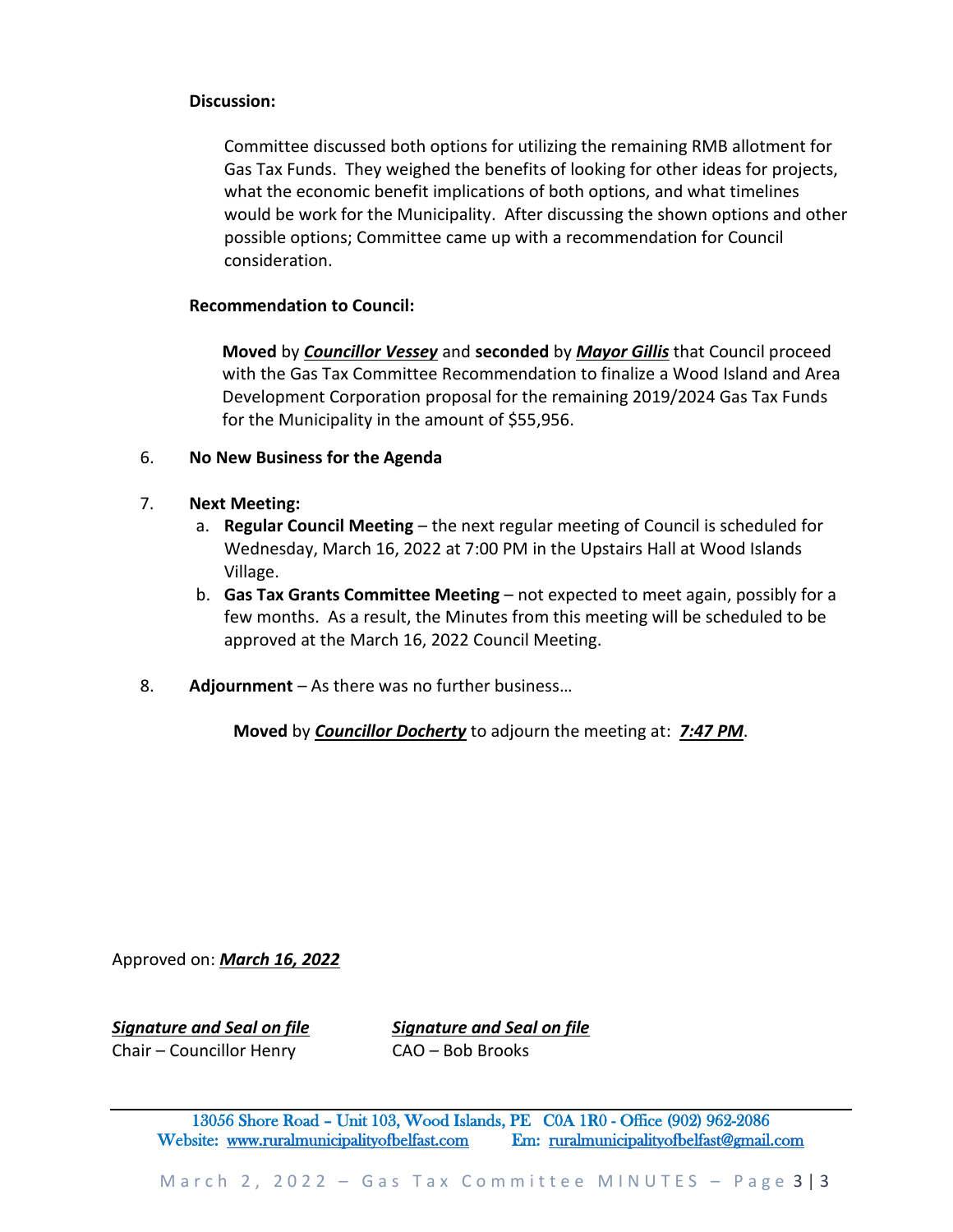**Discussion:**

Committee discussed both options for utilizing the remaining RMB allotment for Gas Tax Funds. They weighed the benefits of looking for other ideas for projects, what the economic benefit implications of both options, and what timelines would be work for the Municipality. After discussing the shown options and other possible options; Committee came up with a recommendation for Council consideration.

**Recommendation to Council:**

**Moved** by ***Councillor Vessey*** and **seconded** by ***Mayor Gillis*** that Council proceed with the Gas Tax Committee Recommendation to finalize a Wood Island and Area Development Corporation proposal for the remaining 2019/2024 Gas Tax Funds for the Municipality in the amount of $55,956.

6. **No New Business for the Agenda**

7. **Next Meeting:**
   a. **Regular Council Meeting** – the next regular meeting of Council is scheduled for Wednesday, March 16, 2022 at 7:00 PM in the Upstairs Hall at Wood Islands Village.
   b. **Gas Tax Grants Committee Meeting** – not expected to meet again, possibly for a few months. As a result, the Minutes from this meeting will be scheduled to be approved at the March 16, 2022 Council Meeting.

8. **Adjournment** – As there was no further business…

   **Moved** by ***Councillor Docherty*** to adjourn the meeting at: ***7:47 PM***.

Approved on: ***March 16, 2022***

| | |
|---|---|
| ***Signature and Seal on file*** | ***Signature and Seal on file*** |
| Chair – Councillor Henry | CAO – Bob Brooks |

13056 Shore Road – Unit 103, Wood Islands, PE C0A 1R0 - Office (902) 962-2086
Website: www.ruralmunicipalityofbelfast.com Em: ruralmunicipalityofbelfast@gmail.com